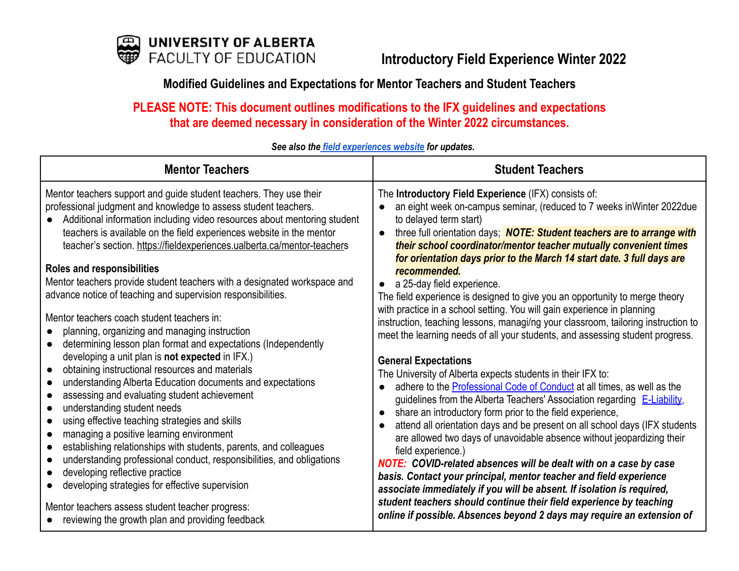UNIVERSITY OF ALBERTA
FACULTY OF EDUCATION

# Introductory Field Experience Winter 2022

## Modified Guidelines and Expectations for Mentor Teachers and Student Teachers

**PLEASE NOTE: This document outlines modifications to the IFX guidelines and expectations that are deemed necessary in consideration of the Winter 2022 circumstances.**

***See also the [field experiences website](https://fieldexperiences.ualberta.ca) for updates.***

| Mentor Teachers | Student Teachers |
|---|---|
| Mentor teachers support and guide student teachers. They use their professional judgment and knowledge to assess student teachers.<br>● Additional information including video resources about mentoring student teachers is available on the field experiences website in the mentor teacher's section. https://fieldexperiences.ualberta.ca/mentor-teachers<br><br>**Roles and responsibilities**<br>Mentor teachers provide student teachers with a designated workspace and advance notice of teaching and supervision responsibilities.<br><br>Mentor teachers coach student teachers in:<br>● planning, organizing and managing instruction<br>● determining lesson plan format and expectations (Independently developing a unit plan is **not expected** in IFX.)<br>● obtaining instructional resources and materials<br>● understanding Alberta Education documents and expectations<br>● assessing and evaluating student achievement<br>● understanding student needs<br>● using effective teaching strategies and skills<br>● managing a positive learning environment<br>● establishing relationships with students, parents, and colleagues<br>● understanding professional conduct, responsibilities, and obligations<br>● developing reflective practice<br>● developing strategies for effective supervision<br><br>Mentor teachers assess student teacher progress:<br>● reviewing the growth plan and providing feedback | The **Introductory Field Experience** (IFX) consists of:<br>● an eight week on-campus seminar, (reduced to 7 weeks inWinter 2022due to delayed term start)<br>● three full orientation days; ***NOTE: Student teachers are to arrange with their school coordinator/mentor teacher mutually convenient times for orientation days prior to the March 14 start date. 3 full days are recommended.***<br>● a 25-day field experience.<br>The field experience is designed to give you an opportunity to merge theory with practice in a school setting. You will gain experience in planning instruction, teaching lessons, managi/ng your classroom, tailoring instruction to meet the learning needs of all your students, and assessing student progress.<br><br>**General Expectations**<br>The University of Alberta expects students in their IFX to:<br>● adhere to the [Professional Code of Conduct]() at all times, as well as the guidelines from the Alberta Teachers' Association regarding [E-Liability,]()<br>● share an introductory form prior to the field experience,<br>● attend all orientation days and be present on all school days (IFX students are allowed two days of unavoidable absence without jeopardizing their field experience.)<br>***NOTE: COVID-related absences will be dealt with on a case by case basis. Contact your principal, mentor teacher and field experience associate immediately if you will be absent. If isolation is required, student teachers should continue their field experience by teaching online if possible. Absences beyond 2 days may require an extension of*** |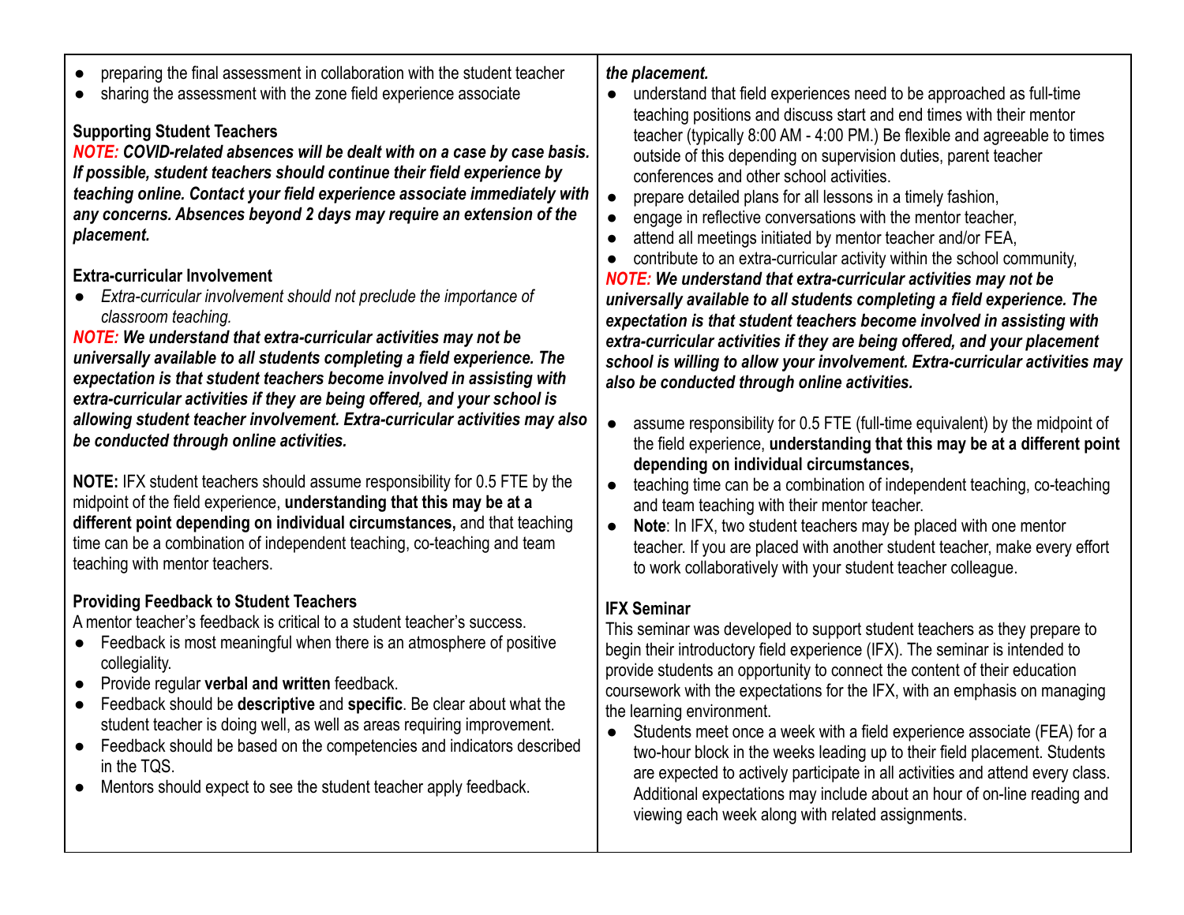- preparing the final assessment in collaboration with the student teacher
- sharing the assessment with the zone field experience associate

**Supporting Student Teachers**

***NOTE: COVID-related absences will be dealt with on a case by case basis. If possible, student teachers should continue their field experience by teaching online. Contact your field experience associate immediately with any concerns. Absences beyond 2 days may require an extension of the placement.***

**Extra-curricular Involvement**

- *Extra-curricular involvement should not preclude the importance of classroom teaching.*

***NOTE: We understand that extra-curricular activities may not be universally available to all students completing a field experience. The expectation is that student teachers become involved in assisting with extra-curricular activities if they are being offered, and your school is allowing student teacher involvement. Extra-curricular activities may also be conducted through online activities.***

**NOTE:** IFX student teachers should assume responsibility for 0.5 FTE by the midpoint of the field experience, **understanding that this may be at a different point depending on individual circumstances,** and that teaching time can be a combination of independent teaching, co-teaching and team teaching with mentor teachers.

**Providing Feedback to Student Teachers**

A mentor teacher's feedback is critical to a student teacher's success.

- Feedback is most meaningful when there is an atmosphere of positive collegiality.
- Provide regular **verbal and written** feedback.
- Feedback should be **descriptive** and **specific**. Be clear about what the student teacher is doing well, as well as areas requiring improvement.
- Feedback should be based on the competencies and indicators described in the TQS.
- Mentors should expect to see the student teacher apply feedback.

***the placement.***

- understand that field experiences need to be approached as full-time teaching positions and discuss start and end times with their mentor teacher (typically 8:00 AM - 4:00 PM.) Be flexible and agreeable to times outside of this depending on supervision duties, parent teacher conferences and other school activities.
- prepare detailed plans for all lessons in a timely fashion,
- engage in reflective conversations with the mentor teacher,
- attend all meetings initiated by mentor teacher and/or FEA,
- contribute to an extra-curricular activity within the school community,

***NOTE: We understand that extra-curricular activities may not be universally available to all students completing a field experience. The expectation is that student teachers become involved in assisting with extra-curricular activities if they are being offered, and your placement school is willing to allow your involvement. Extra-curricular activities may also be conducted through online activities.***

- assume responsibility for 0.5 FTE (full-time equivalent) by the midpoint of the field experience, **understanding that this may be at a different point depending on individual circumstances,**
- teaching time can be a combination of independent teaching, co-teaching and team teaching with their mentor teacher.
- **Note**: In IFX, two student teachers may be placed with one mentor teacher. If you are placed with another student teacher, make every effort to work collaboratively with your student teacher colleague.

**IFX Seminar**

This seminar was developed to support student teachers as they prepare to begin their introductory field experience (IFX). The seminar is intended to provide students an opportunity to connect the content of their education coursework with the expectations for the IFX, with an emphasis on managing the learning environment.

- Students meet once a week with a field experience associate (FEA) for a two-hour block in the weeks leading up to their field placement. Students are expected to actively participate in all activities and attend every class. Additional expectations may include about an hour of on-line reading and viewing each week along with related assignments.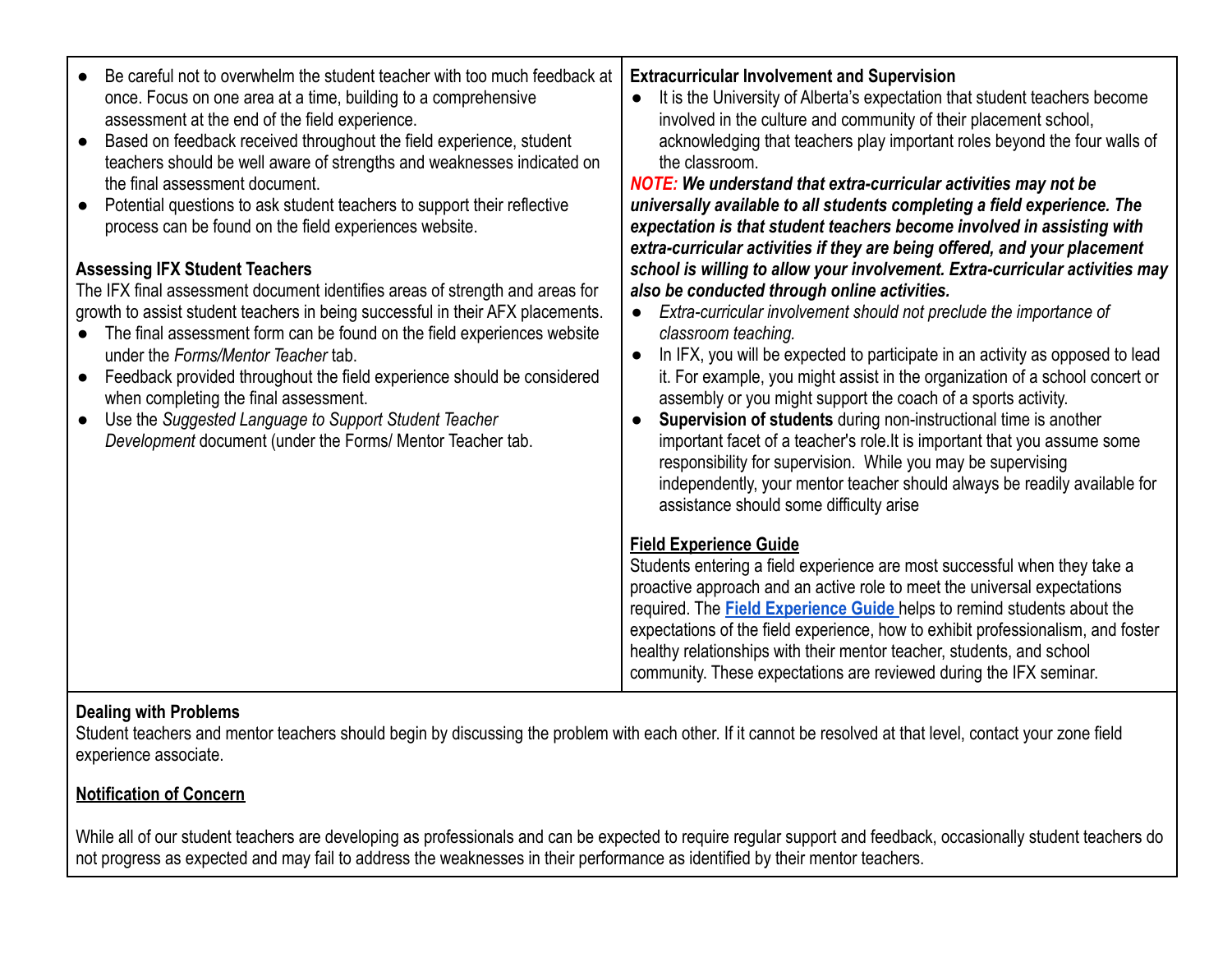- Be careful not to overwhelm the student teacher with too much feedback at once. Focus on one area at a time, building to a comprehensive assessment at the end of the field experience.
- Based on feedback received throughout the field experience, student teachers should be well aware of strengths and weaknesses indicated on the final assessment document.
- Potential questions to ask student teachers to support their reflective process can be found on the field experiences website.

**Assessing IFX Student Teachers**

The IFX final assessment document identifies areas of strength and areas for growth to assist student teachers in being successful in their AFX placements.

- The final assessment form can be found on the field experiences website under the *Forms/Mentor Teacher* tab.
- Feedback provided throughout the field experience should be considered when completing the final assessment.
- Use the *Suggested Language to Support Student Teacher Development* document (under the Forms/ Mentor Teacher tab.

**Extracurricular Involvement and Supervision**

- It is the University of Alberta's expectation that student teachers become involved in the culture and community of their placement school, acknowledging that teachers play important roles beyond the four walls of the classroom.

***NOTE:* *We understand that extra-curricular activities may not be universally available to all students completing a field experience. The expectation is that student teachers become involved in assisting with extra-curricular activities if they are being offered, and your placement school is willing to allow your involvement. Extra-curricular activities may also be conducted through online activities.***

- *Extra-curricular involvement should not preclude the importance of classroom teaching.*
- In IFX, you will be expected to participate in an activity as opposed to lead it. For example, you might assist in the organization of a school concert or assembly or you might support the coach of a sports activity.
- **Supervision of students** during non-instructional time is another important facet of a teacher's role.It is important that you assume some responsibility for supervision. While you may be supervising independently, your mentor teacher should always be readily available for assistance should some difficulty arise

**Field Experience Guide**

Students entering a field experience are most successful when they take a proactive approach and an active role to meet the universal expectations required. The **Field Experience Guide** helps to remind students about the expectations of the field experience, how to exhibit professionalism, and foster healthy relationships with their mentor teacher, students, and school community. These expectations are reviewed during the IFX seminar.

**Dealing with Problems**

Student teachers and mentor teachers should begin by discussing the problem with each other. If it cannot be resolved at that level, contact your zone field experience associate.

**Notification of Concern**

While all of our student teachers are developing as professionals and can be expected to require regular support and feedback, occasionally student teachers do not progress as expected and may fail to address the weaknesses in their performance as identified by their mentor teachers.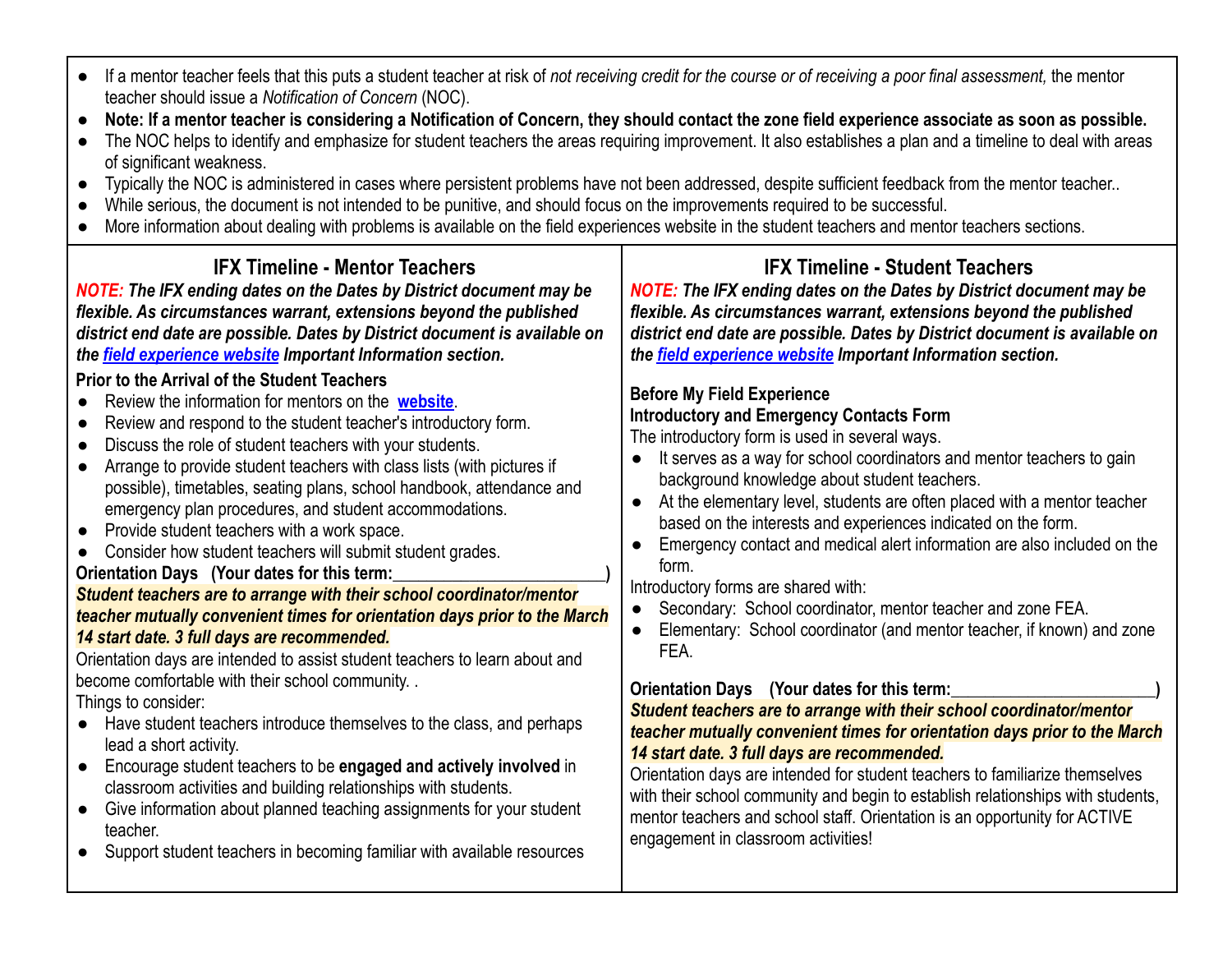- If a mentor teacher feels that this puts a student teacher at risk of *not receiving credit for the course or of receiving a poor final assessment,* the mentor teacher should issue a *Notification of Concern* (NOC).
- **Note: If a mentor teacher is considering a Notification of Concern, they should contact the zone field experience associate as soon as possible.**
- The NOC helps to identify and emphasize for student teachers the areas requiring improvement. It also establishes a plan and a timeline to deal with areas of significant weakness.
- Typically the NOC is administered in cases where persistent problems have not been addressed, despite sufficient feedback from the mentor teacher..
- While serious, the document is not intended to be punitive, and should focus on the improvements required to be successful.
- More information about dealing with problems is available on the field experiences website in the student teachers and mentor teachers sections.

## IFX Timeline - Mentor Teachers

***NOTE: The IFX ending dates on the Dates by District document may be flexible. As circumstances warrant, extensions beyond the published district end date are possible. Dates by District document is available on the field experience website Important Information section.***

**Prior to the Arrival of the Student Teachers**

- Review the information for mentors on the **website**.
- Review and respond to the student teacher's introductory form.
- Discuss the role of student teachers with your students.
- Arrange to provide student teachers with class lists (with pictures if possible), timetables, seating plans, school handbook, attendance and emergency plan procedures, and student accommodations.
- Provide student teachers with a work space.
- Consider how student teachers will submit student grades.

**Orientation Days (Your dates for this term:________________________)**

***Student teachers are to arrange with their school coordinator/mentor teacher mutually convenient times for orientation days prior to the March 14 start date. 3 full days are recommended.***

Orientation days are intended to assist student teachers to learn about and become comfortable with their school community. .

Things to consider:

- Have student teachers introduce themselves to the class, and perhaps lead a short activity.
- Encourage student teachers to be **engaged and actively involved** in classroom activities and building relationships with students.
- Give information about planned teaching assignments for your student teacher.
- Support student teachers in becoming familiar with available resources

## IFX Timeline - Student Teachers

***NOTE: The IFX ending dates on the Dates by District document may be flexible. As circumstances warrant, extensions beyond the published district end date are possible. Dates by District document is available on the field experience website Important Information section.***

**Before My Field Experience**

**Introductory and Emergency Contacts Form**

The introductory form is used in several ways.

- It serves as a way for school coordinators and mentor teachers to gain background knowledge about student teachers.
- At the elementary level, students are often placed with a mentor teacher based on the interests and experiences indicated on the form.
- Emergency contact and medical alert information are also included on the form.

Introductory forms are shared with:

- Secondary: School coordinator, mentor teacher and zone FEA.
- Elementary: School coordinator (and mentor teacher, if known) and zone FEA.

**Orientation Days (Your dates for this term:________________________)**

***Student teachers are to arrange with their school coordinator/mentor teacher mutually convenient times for orientation days prior to the March 14 start date. 3 full days are recommended.***

Orientation days are intended for student teachers to familiarize themselves with their school community and begin to establish relationships with students, mentor teachers and school staff. Orientation is an opportunity for ACTIVE engagement in classroom activities!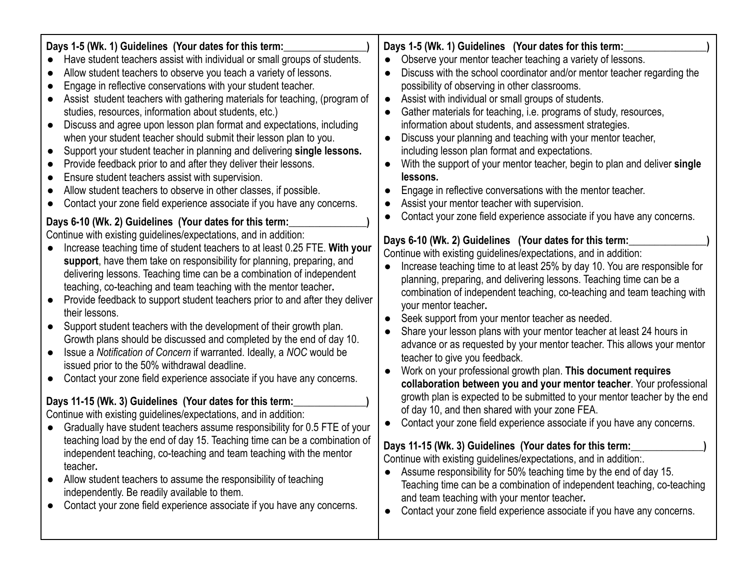**Days 1-5 (Wk. 1) Guidelines (Your dates for this term:_______________)**

- Have student teachers assist with individual or small groups of students.
- Allow student teachers to observe you teach a variety of lessons.
- Engage in reflective conservations with your student teacher.
- Assist student teachers with gathering materials for teaching, (program of studies, resources, information about students, etc.)
- Discuss and agree upon lesson plan format and expectations, including when your student teacher should submit their lesson plan to you.
- Support your student teacher in planning and delivering **single lessons.**
- Provide feedback prior to and after they deliver their lessons.
- Ensure student teachers assist with supervision.
- Allow student teachers to observe in other classes, if possible.
- Contact your zone field experience associate if you have any concerns.

**Days 6-10 (Wk. 2) Guidelines (Your dates for this term:_______________)**

Continue with existing guidelines/expectations, and in addition:

- Increase teaching time of student teachers to at least 0.25 FTE. **With your support**, have them take on responsibility for planning, preparing, and delivering lessons. Teaching time can be a combination of independent teaching, co-teaching and team teaching with the mentor teacher**.**
- Provide feedback to support student teachers prior to and after they deliver their lessons.
- Support student teachers with the development of their growth plan. Growth plans should be discussed and completed by the end of day 10.
- Issue a *Notification of Concern* if warranted. Ideally, a *NOC* would be issued prior to the 50% withdrawal deadline.
- Contact your zone field experience associate if you have any concerns.

**Days 11-15 (Wk. 3) Guidelines (Your dates for this term:______________)**

Continue with existing guidelines/expectations, and in addition:

- Gradually have student teachers assume responsibility for 0.5 FTE of your teaching load by the end of day 15. Teaching time can be a combination of independent teaching, co-teaching and team teaching with the mentor teacher**.**
- Allow student teachers to assume the responsibility of teaching independently. Be readily available to them.
- Contact your zone field experience associate if you have any concerns.

**Days 1-5 (Wk. 1) Guidelines (Your dates for this term:_______________)**

- Observe your mentor teacher teaching a variety of lessons.
- Discuss with the school coordinator and/or mentor teacher regarding the possibility of observing in other classrooms.
- Assist with individual or small groups of students.
- Gather materials for teaching, i.e. programs of study, resources, information about students, and assessment strategies.
- Discuss your planning and teaching with your mentor teacher, including lesson plan format and expectations.
- With the support of your mentor teacher, begin to plan and deliver **single lessons.**
- Engage in reflective conversations with the mentor teacher.
- Assist your mentor teacher with supervision.
- Contact your zone field experience associate if you have any concerns.

**Days 6-10 (Wk. 2) Guidelines (Your dates for this term:_______________)**

Continue with existing guidelines/expectations, and in addition:

- Increase teaching time to at least 25% by day 10. You are responsible for planning, preparing, and delivering lessons. Teaching time can be a combination of independent teaching, co-teaching and team teaching with your mentor teacher**.**
- Seek support from your mentor teacher as needed.
- Share your lesson plans with your mentor teacher at least 24 hours in advance or as requested by your mentor teacher. This allows your mentor teacher to give you feedback.
- Work on your professional growth plan. **This document requires collaboration between you and your mentor teacher**. Your professional growth plan is expected to be submitted to your mentor teacher by the end of day 10, and then shared with your zone FEA.
- Contact your zone field experience associate if you have any concerns.

**Days 11-15 (Wk. 3) Guidelines (Your dates for this term:______________)**

Continue with existing guidelines/expectations, and in addition:.

- Assume responsibility for 50% teaching time by the end of day 15. Teaching time can be a combination of independent teaching, co-teaching and team teaching with your mentor teacher**.**
- Contact your zone field experience associate if you have any concerns.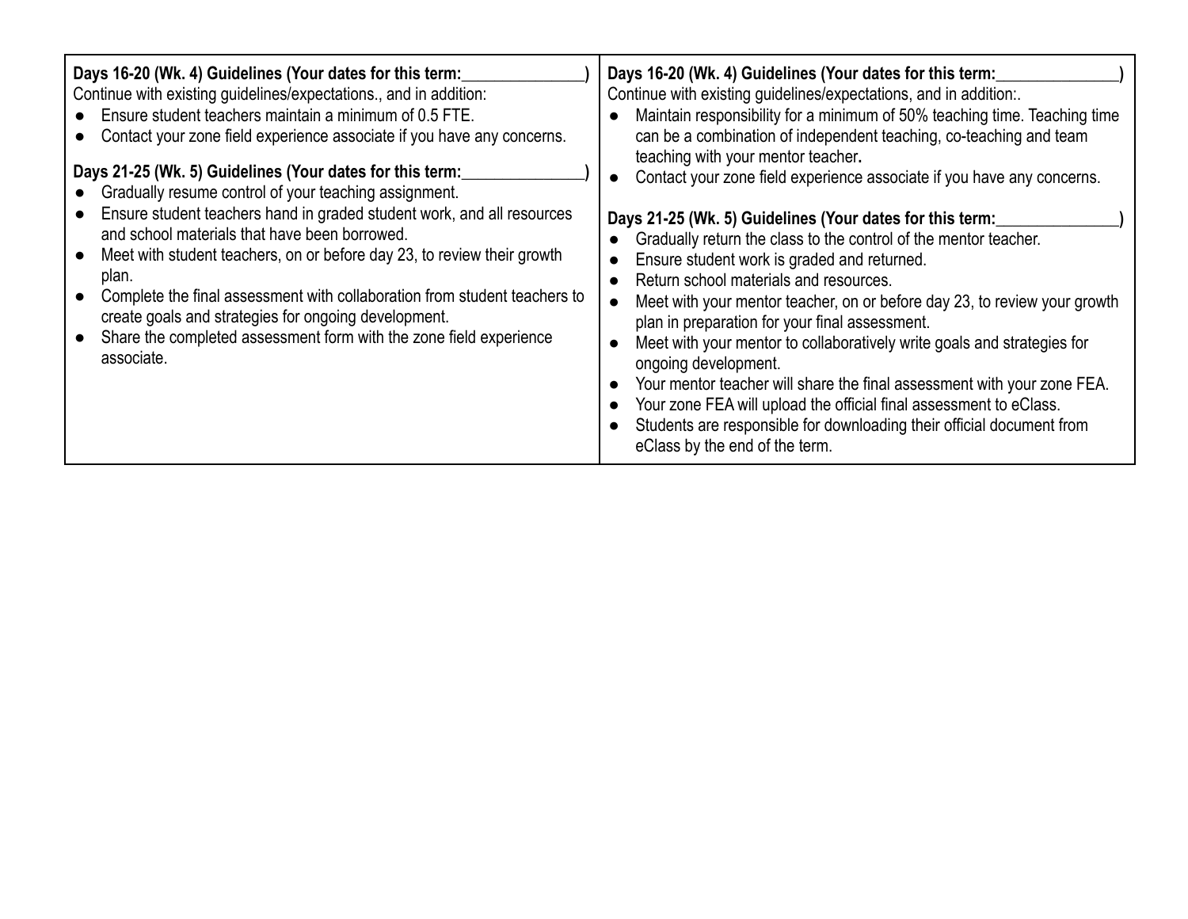| | |
|---|---|
| **Days 16-20 (Wk. 4) Guidelines (Your dates for this term:_______________)**<br>Continue with existing guidelines/expectations., and in addition:<br>● Ensure student teachers maintain a minimum of 0.5 FTE.<br>● Contact your zone field experience associate if you have any concerns.<br><br>**Days 21-25 (Wk. 5) Guidelines (Your dates for this term:_______________)**<br>● Gradually resume control of your teaching assignment.<br>● Ensure student teachers hand in graded student work, and all resources and school materials that have been borrowed.<br>● Meet with student teachers, on or before day 23, to review their growth plan.<br>● Complete the final assessment with collaboration from student teachers to create goals and strategies for ongoing development.<br>● Share the completed assessment form with the zone field experience associate. | **Days 16-20 (Wk. 4) Guidelines (Your dates for this term:_______________)**<br>Continue with existing guidelines/expectations, and in addition:.<br>● Maintain responsibility for a minimum of 50% teaching time. Teaching time can be a combination of independent teaching, co-teaching and team teaching with your mentor teacher**.**<br>● Contact your zone field experience associate if you have any concerns.<br><br>**Days 21-25 (Wk. 5) Guidelines (Your dates for this term:_______________)**<br>● Gradually return the class to the control of the mentor teacher.<br>● Ensure student work is graded and returned.<br>● Return school materials and resources.<br>● Meet with your mentor teacher, on or before day 23, to review your growth plan in preparation for your final assessment.<br>● Meet with your mentor to collaboratively write goals and strategies for ongoing development.<br>● Your mentor teacher will share the final assessment with your zone FEA.<br>● Your zone FEA will upload the official final assessment to eClass.<br>● Students are responsible for downloading their official document from eClass by the end of the term. |